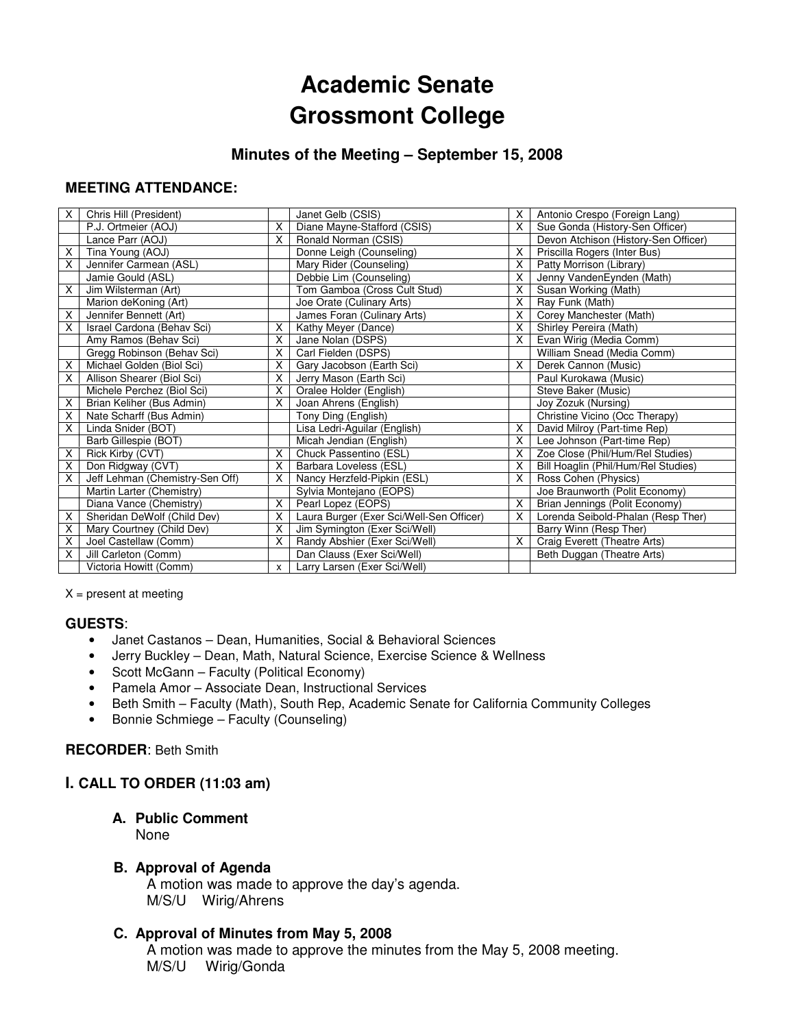# Academic Senate
# Grossmont College

## Minutes of the Meeting – September 15, 2008

### MEETING ATTENDANCE:

| | | | | | |
|---|---|---|---|---|---|
| X | Chris Hill (President) | | Janet Gelb (CSIS) | X | Antonio Crespo (Foreign Lang) |
| | P.J. Ortmeier (AOJ) | X | Diane Mayne-Stafford (CSIS) | X | Sue Gonda (History-Sen Officer) |
| | Lance Parr (AOJ) | X | Ronald Norman (CSIS) | | Devon Atchison (History-Sen Officer) |
| X | Tina Young (AOJ) | | Donne Leigh (Counseling) | X | Priscilla Rogers (Inter Bus) |
| X | Jennifer Carmean (ASL) | | Mary Rider (Counseling) | X | Patty Morrison (Library) |
| | Jamie Gould (ASL) | | Debbie Lim (Counseling) | X | Jenny VandenEynden (Math) |
| X | Jim Wilsterman (Art) | | Tom Gamboa (Cross Cult Stud) | X | Susan Working (Math) |
| | Marion deKoning (Art) | | Joe Orate (Culinary Arts) | X | Ray Funk (Math) |
| X | Jennifer Bennett (Art) | | James Foran (Culinary Arts) | X | Corey Manchester (Math) |
| X | Israel Cardona (Behav Sci) | X | Kathy Meyer (Dance) | X | Shirley Pereira (Math) |
| | Amy Ramos (Behav Sci) | X | Jane Nolan (DSPS) | X | Evan Wirig (Media Comm) |
| | Gregg Robinson (Behav Sci) | X | Carl Fielden (DSPS) | | William Snead (Media Comm) |
| X | Michael Golden (Biol Sci) | X | Gary Jacobson (Earth Sci) | X | Derek Cannon (Music) |
| X | Allison Shearer (Biol Sci) | X | Jerry Mason (Earth Sci) | | Paul Kurokawa (Music) |
| | Michele Perchez (Biol Sci) | X | Oralee Holder (English) | | Steve Baker (Music) |
| X | Brian Keliher (Bus Admin) | X | Joan Ahrens (English) | | Joy Zozuk (Nursing) |
| X | Nate Scharff (Bus Admin) | | Tony Ding (English) | | Christine Vicino (Occ Therapy) |
| X | Linda Snider (BOT) | | Lisa Ledri-Aguilar (English) | X | David Milroy (Part-time Rep) |
| | Barb Gillespie (BOT) | | Micah Jendian (English) | X | Lee Johnson (Part-time Rep) |
| X | Rick Kirby (CVT) | X | Chuck Passentino (ESL) | X | Zoe Close (Phil/Hum/Rel Studies) |
| X | Don Ridgway (CVT) | X | Barbara Loveless (ESL) | X | Bill Hoaglin (Phil/Hum/Rel Studies) |
| X | Jeff Lehman (Chemistry-Sen Off) | X | Nancy Herzfeld-Pipkin (ESL) | X | Ross Cohen (Physics) |
| | Martin Larter (Chemistry) | | Sylvia Montejano (EOPS) | | Joe Braunworth (Polit Economy) |
| | Diana Vance (Chemistry) | X | Pearl Lopez (EOPS) | X | Brian Jennings (Polit Economy) |
| X | Sheridan DeWolf (Child Dev) | X | Laura Burger (Exer Sci/Well-Sen Officer) | X | Lorenda Seibold-Phalan (Resp Ther) |
| X | Mary Courtney (Child Dev) | X | Jim Symington (Exer Sci/Well) | | Barry Winn (Resp Ther) |
| X | Joel Castellaw (Comm) | X | Randy Abshier (Exer Sci/Well) | X | Craig Everett (Theatre Arts) |
| X | Jill Carleton (Comm) | | Dan Clauss (Exer Sci/Well) | | Beth Duggan (Theatre Arts) |
| | Victoria Howitt (Comm) | x | Larry Larsen (Exer Sci/Well) | | |

X = present at meeting

### GUESTS:

- Janet Castanos – Dean, Humanities, Social & Behavioral Sciences
- Jerry Buckley – Dean, Math, Natural Science, Exercise Science & Wellness
- Scott McGann – Faculty (Political Economy)
- Pamela Amor – Associate Dean, Instructional Services
- Beth Smith – Faculty (Math), South Rep, Academic Senate for California Community Colleges
- Bonnie Schmiege – Faculty (Counseling)

**RECORDER**: Beth Smith

### I. CALL TO ORDER (11:03 am)

**A. Public Comment**

None

**B. Approval of Agenda**

A motion was made to approve the day's agenda.
M/S/U Wirig/Ahrens

**C. Approval of Minutes from May 5, 2008**

A motion was made to approve the minutes from the May 5, 2008 meeting.
M/S/U Wirig/Gonda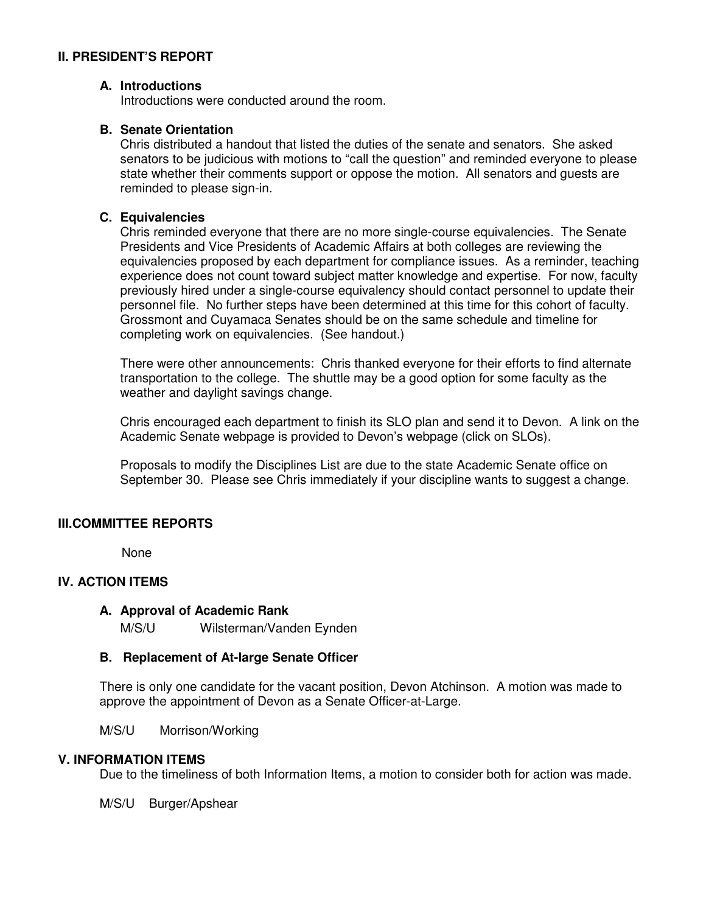## II. PRESIDENT'S REPORT

### A. Introductions

Introductions were conducted around the room.

### B. Senate Orientation

Chris distributed a handout that listed the duties of the senate and senators. She asked senators to be judicious with motions to "call the question" and reminded everyone to please state whether their comments support or oppose the motion. All senators and guests are reminded to please sign-in.

### C. Equivalencies

Chris reminded everyone that there are no more single-course equivalencies. The Senate Presidents and Vice Presidents of Academic Affairs at both colleges are reviewing the equivalencies proposed by each department for compliance issues. As a reminder, teaching experience does not count toward subject matter knowledge and expertise. For now, faculty previously hired under a single-course equivalency should contact personnel to update their personnel file. No further steps have been determined at this time for this cohort of faculty. Grossmont and Cuyamaca Senates should be on the same schedule and timeline for completing work on equivalencies. (See handout.)

There were other announcements: Chris thanked everyone for their efforts to find alternate transportation to the college. The shuttle may be a good option for some faculty as the weather and daylight savings change.

Chris encouraged each department to finish its SLO plan and send it to Devon. A link on the Academic Senate webpage is provided to Devon's webpage (click on SLOs).

Proposals to modify the Disciplines List are due to the state Academic Senate office on September 30. Please see Chris immediately if your discipline wants to suggest a change.

## III. COMMITTEE REPORTS

None

## IV. ACTION ITEMS

### A. Approval of Academic Rank

M/S/U Wilsterman/Vanden Eynden

### B. Replacement of At-large Senate Officer

There is only one candidate for the vacant position, Devon Atchinson. A motion was made to approve the appointment of Devon as a Senate Officer-at-Large.

M/S/U Morrison/Working

## V. INFORMATION ITEMS

Due to the timeliness of both Information Items, a motion to consider both for action was made.

M/S/U Burger/Apshear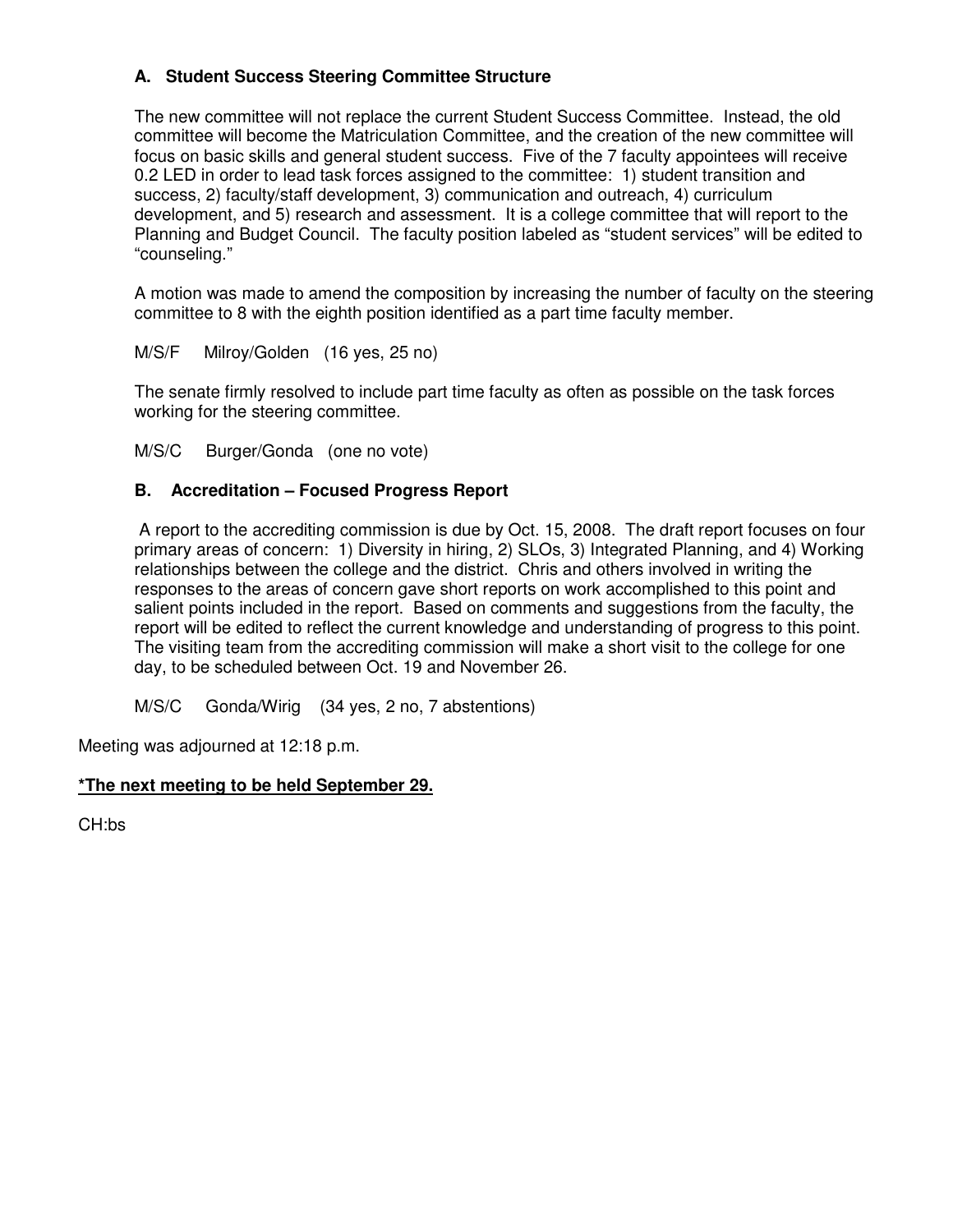### A. Student Success Steering Committee Structure

The new committee will not replace the current Student Success Committee. Instead, the old committee will become the Matriculation Committee, and the creation of the new committee will focus on basic skills and general student success. Five of the 7 faculty appointees will receive 0.2 LED in order to lead task forces assigned to the committee: 1) student transition and success, 2) faculty/staff development, 3) communication and outreach, 4) curriculum development, and 5) research and assessment. It is a college committee that will report to the Planning and Budget Council. The faculty position labeled as "student services" will be edited to "counseling."

A motion was made to amend the composition by increasing the number of faculty on the steering committee to 8 with the eighth position identified as a part time faculty member.

M/S/F Milroy/Golden (16 yes, 25 no)

The senate firmly resolved to include part time faculty as often as possible on the task forces working for the steering committee.

M/S/C Burger/Gonda (one no vote)

### B. Accreditation – Focused Progress Report

A report to the accrediting commission is due by Oct. 15, 2008. The draft report focuses on four primary areas of concern: 1) Diversity in hiring, 2) SLOs, 3) Integrated Planning, and 4) Working relationships between the college and the district. Chris and others involved in writing the responses to the areas of concern gave short reports on work accomplished to this point and salient points included in the report. Based on comments and suggestions from the faculty, the report will be edited to reflect the current knowledge and understanding of progress to this point. The visiting team from the accrediting commission will make a short visit to the college for one day, to be scheduled between Oct. 19 and November 26.

M/S/C Gonda/Wirig (34 yes, 2 no, 7 abstentions)

Meeting was adjourned at 12:18 p.m.

***The next meeting to be held September 29.**

CH:bs